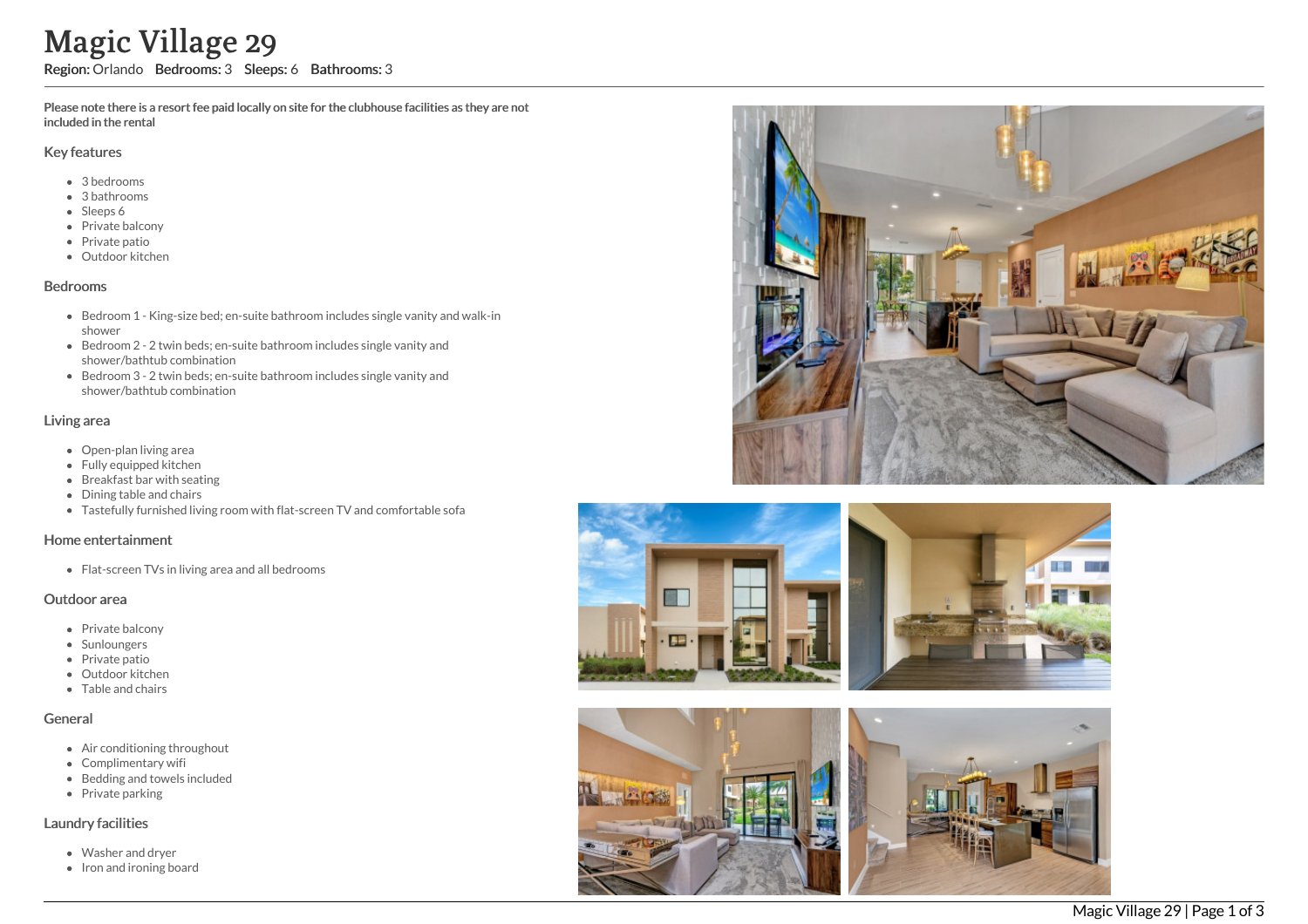# Magic Village 29

**Region:** Orlando **Bedrooms:** 3 **Sleeps:** 6 **Bathrooms:** 3

**Please note there is a resort fee paid locally on site for the clubhouse facilities as they are not included in the rental**

## Key features

- 3 bedrooms
- 3 bathrooms
- Sleeps 6
- Private balcony
- Private patio
- Outdoor kitchen

## Bedrooms

- Bedroom 1 - King-size bed; en-suite bathroom includes single vanity and walk-in shower
- Bedroom 2 - 2 twin beds; en-suite bathroom includes single vanity and shower/bathtub combination
- Bedroom 3 - 2 twin beds; en-suite bathroom includes single vanity and shower/bathtub combination

## Living area

- Open-plan living area
- Fully equipped kitchen
- Breakfast bar with seating
- Dining table and chairs
- Tastefully furnished living room with flat-screen TV and comfortable sofa

## Home entertainment

- Flat-screen TVs in living area and all bedrooms

## Outdoor area

- Private balcony
- Sunloungers
- Private patio
- Outdoor kitchen
- Table and chairs

## General

- Air conditioning throughout
- Complimentary wifi
- Bedding and towels included
- Private parking

## Laundry facilities

- Washer and dryer
- Iron and ironing board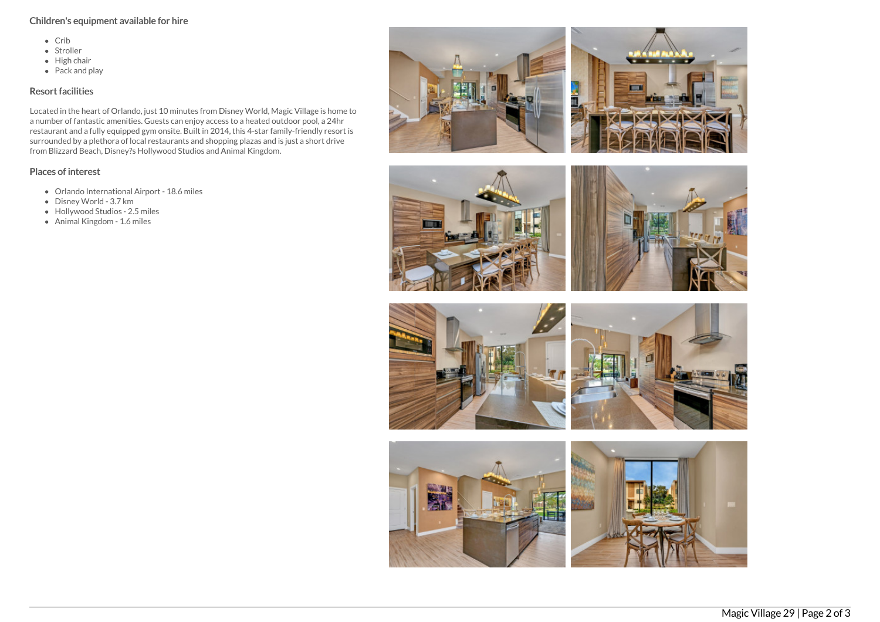## Children's equipment available for hire

- Crib
- Stroller
- High chair
- Pack and play

## Resort facilities

Located in the heart of Orlando, just 10 minutes from Disney World, Magic Village is home to a number of fantastic amenities. Guests can enjoy access to a heated outdoor pool, a 24hr restaurant and a fully equipped gym onsite. Built in 2014, this 4-star family-friendly resort is surrounded by a plethora of local restaurants and shopping plazas and is just a short drive from Blizzard Beach, Disney?s Hollywood Studios and Animal Kingdom.

## Places of interest

- Orlando International Airport - 18.6 miles
- Disney World - 3.7 km
- Hollywood Studios - 2.5 miles
- Animal Kingdom - 1.6 miles